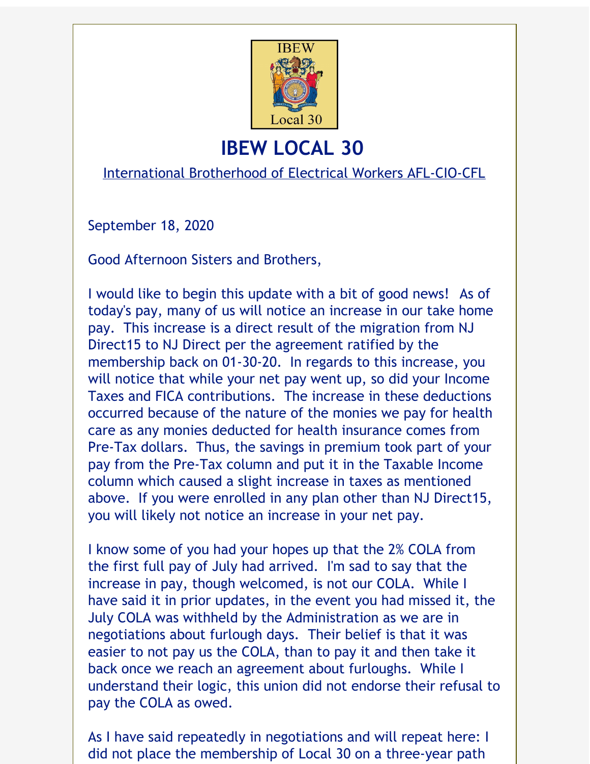# IBEW LOCAL 30

International Brotherhood of Electrical Workers AFL-CIO-CFL

September 18, 2020

Good Afternoon Sisters and Brothers,

I would like to begin this update with a bit of good news! As of today's pay, many of us will notice an increase in our take home pay. This increase is a direct result of the migration from NJ Direct15 to NJ Direct per the agreement ratified by the membership back on 01-30-20. In regards to this increase, you will notice that while your net pay went up, so did your Income Taxes and FICA contributions. The increase in these deductions occurred because of the nature of the monies we pay for health care as any monies deducted for health insurance comes from Pre-Tax dollars. Thus, the savings in premium took part of your pay from the Pre-Tax column and put it in the Taxable Income column which caused a slight increase in taxes as mentioned above. If you were enrolled in any plan other than NJ Direct15, you will likely not notice an increase in your net pay.

I know some of you had your hopes up that the 2% COLA from the first full pay of July had arrived. I'm sad to say that the increase in pay, though welcomed, is not our COLA. While I have said it in prior updates, in the event you had missed it, the July COLA was withheld by the Administration as we are in negotiations about furlough days. Their belief is that it was easier to not pay us the COLA, than to pay it and then take it back once we reach an agreement about furloughs. While I understand their logic, this union did not endorse their refusal to pay the COLA as owed.

As I have said repeatedly in negotiations and will repeat here: I did not place the membership of Local 30 on a three-year path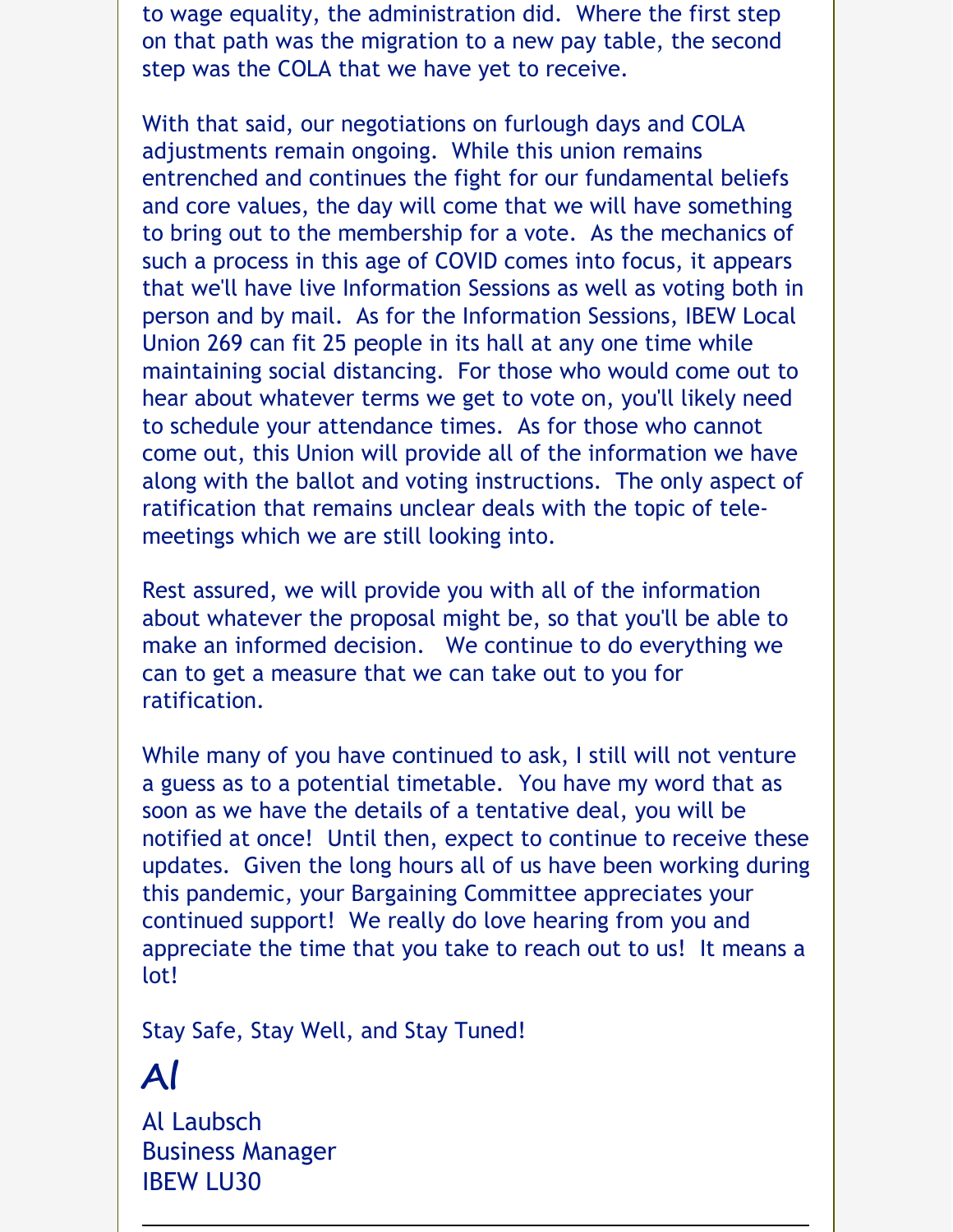to wage equality, the administration did. Where the first step on that path was the migration to a new pay table, the second step was the COLA that we have yet to receive.

With that said, our negotiations on furlough days and COLA adjustments remain ongoing. While this union remains entrenched and continues the fight for our fundamental beliefs and core values, the day will come that we will have something to bring out to the membership for a vote. As the mechanics of such a process in this age of COVID comes into focus, it appears that we'll have live Information Sessions as well as voting both in person and by mail. As for the Information Sessions, IBEW Local Union 269 can fit 25 people in its hall at any one time while maintaining social distancing. For those who would come out to hear about whatever terms we get to vote on, you'll likely need to schedule your attendance times. As for those who cannot come out, this Union will provide all of the information we have along with the ballot and voting instructions. The only aspect of ratification that remains unclear deals with the topic of tele-meetings which we are still looking into.

Rest assured, we will provide you with all of the information about whatever the proposal might be, so that you'll be able to make an informed decision. We continue to do everything we can to get a measure that we can take out to you for ratification.

While many of you have continued to ask, I still will not venture a guess as to a potential timetable. You have my word that as soon as we have the details of a tentative deal, you will be notified at once! Until then, expect to continue to receive these updates. Given the long hours all of us have been working during this pandemic, your Bargaining Committee appreciates your continued support! We really do love hearing from you and appreciate the time that you take to reach out to us! It means a lot!

Stay Safe, Stay Well, and Stay Tuned!

*Al*

Al Laubsch
Business Manager
IBEW LU30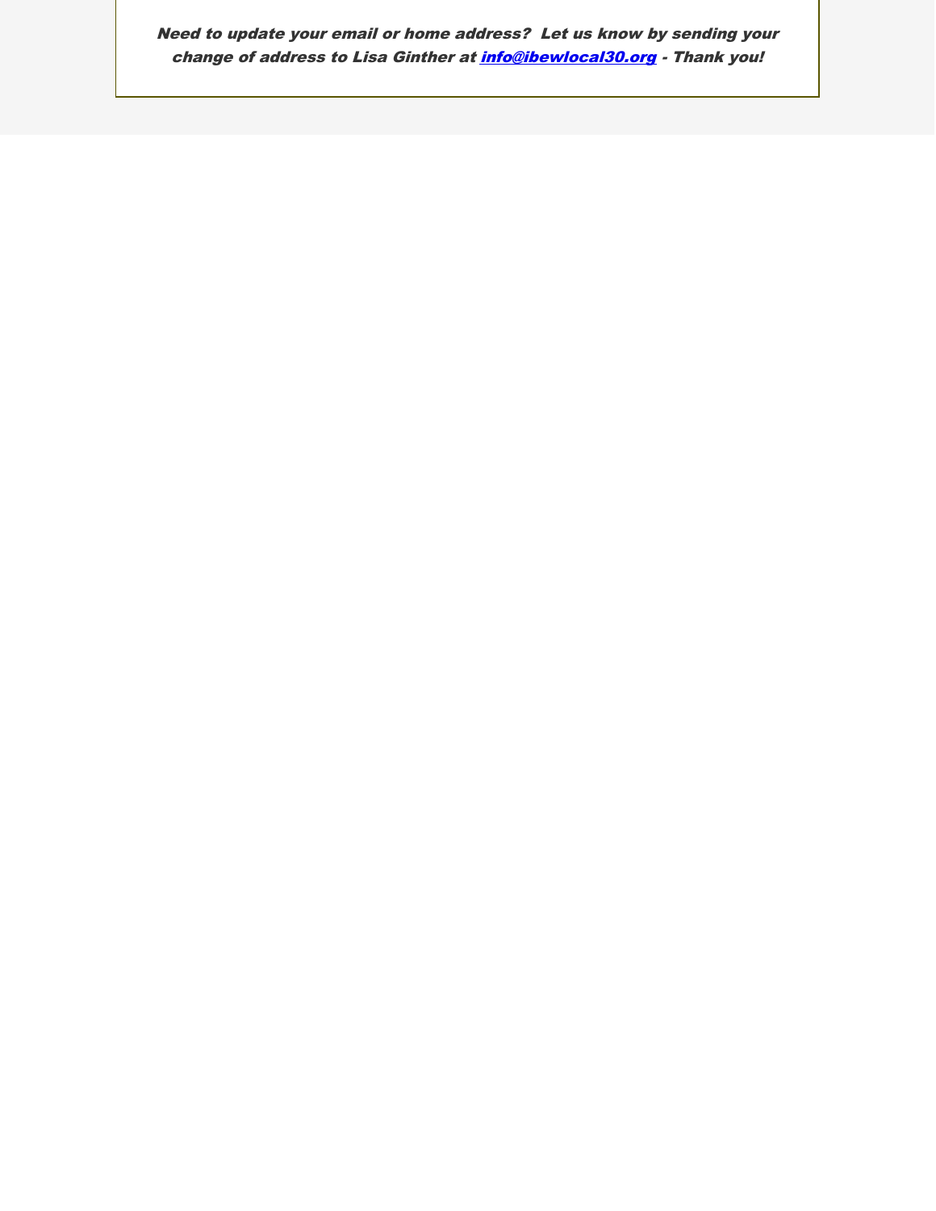***Need to update your email or home address?  Let us know by sending your change of address to Lisa Ginther at [info@ibewlocal30.org](mailto:info@ibewlocal30.org) - Thank you!***